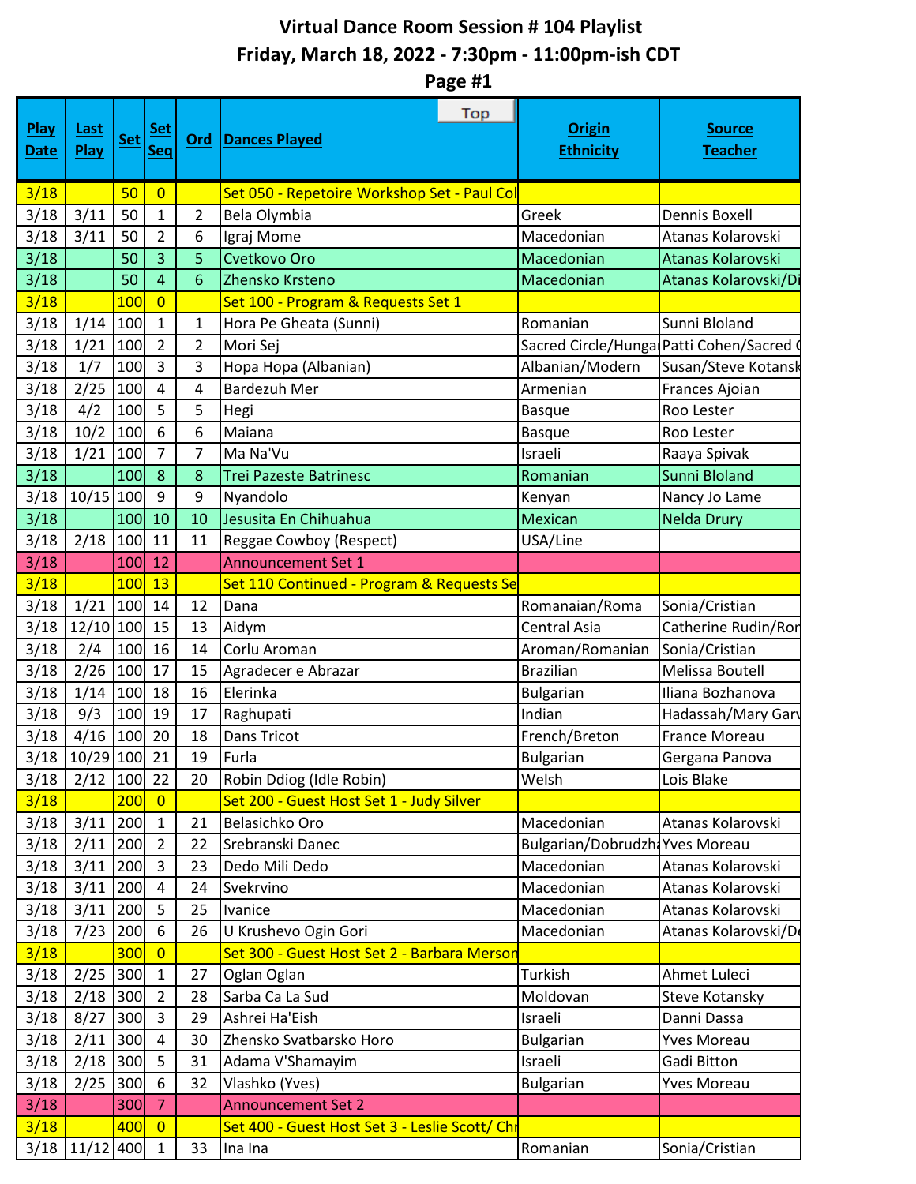# Virtual Dance Room Session # 104 Playlist

## Friday, March 18, 2022 - 7:30pm - 11:00pm-ish CDT

### Page #1

| Play Date | Last Play | Set | Set Seq | Ord | Dances Played | Origin Ethnicity | Source Teacher |
|---|---|---|---|---|---|---|---|
| 3/18 | | 50 | 0 | | Set 050 - Repetoire Workshop Set - Paul Col | | |
| 3/18 | 3/11 | 50 | 1 | 2 | Bela Olymbia | Greek | Dennis Boxell |
| 3/18 | 3/11 | 50 | 2 | 6 | Igraj Mome | Macedonian | Atanas Kolarovski |
| 3/18 | | 50 | 3 | 5 | Cvetkovo Oro | Macedonian | Atanas Kolarovski |
| 3/18 | | 50 | 4 | 6 | Zhensko Krsteno | Macedonian | Atanas Kolarovski/Di |
| 3/18 | | 100 | 0 | | Set 100 - Program & Requests Set 1 | | |
| 3/18 | 1/14 | 100 | 1 | 1 | Hora Pe Gheata (Sunni) | Romanian | Sunni Bloland |
| 3/18 | 1/21 | 100 | 2 | 2 | Mori Sej | Sacred Circle/Hunga | Patti Cohen/Sacred C |
| 3/18 | 1/7 | 100 | 3 | 3 | Hopa Hopa (Albanian) | Albanian/Modern | Susan/Steve Kotansk |
| 3/18 | 2/25 | 100 | 4 | 4 | Bardezuh Mer | Armenian | Frances Ajoian |
| 3/18 | 4/2 | 100 | 5 | 5 | Hegi | Basque | Roo Lester |
| 3/18 | 10/2 | 100 | 6 | 6 | Maiana | Basque | Roo Lester |
| 3/18 | 1/21 | 100 | 7 | 7 | Ma Na'Vu | Israeli | Raaya Spivak |
| 3/18 | | 100 | 8 | 8 | Trei Pazeste Batrinesc | Romanian | Sunni Bloland |
| 3/18 | 10/15 | 100 | 9 | 9 | Nyandolo | Kenyan | Nancy Jo Lame |
| 3/18 | | 100 | 10 | 10 | Jesusita En Chihuahua | Mexican | Nelda Drury |
| 3/18 | 2/18 | 100 | 11 | 11 | Reggae Cowboy (Respect) | USA/Line | |
| 3/18 | | 100 | 12 | | Announcement Set 1 | | |
| 3/18 | | 100 | 13 | | Set 110 Continued - Program & Requests Se | | |
| 3/18 | 1/21 | 100 | 14 | 12 | Dana | Romanaian/Roma | Sonia/Cristian |
| 3/18 | 12/10 | 100 | 15 | 13 | Aidym | Central Asia | Catherine Rudin/Ror |
| 3/18 | 2/4 | 100 | 16 | 14 | Corlu Aroman | Aroman/Romanian | Sonia/Cristian |
| 3/18 | 2/26 | 100 | 17 | 15 | Agradecer e Abrazar | Brazilian | Melissa Boutell |
| 3/18 | 1/14 | 100 | 18 | 16 | Elerinka | Bulgarian | Iliana Bozhanova |
| 3/18 | 9/3 | 100 | 19 | 17 | Raghupati | Indian | Hadassah/Mary Garv |
| 3/18 | 4/16 | 100 | 20 | 18 | Dans Tricot | French/Breton | France Moreau |
| 3/18 | 10/29 | 100 | 21 | 19 | Furla | Bulgarian | Gergana Panova |
| 3/18 | 2/12 | 100 | 22 | 20 | Robin Ddiog (Idle Robin) | Welsh | Lois Blake |
| 3/18 | | 200 | 0 | | Set 200 - Guest Host Set 1 - Judy Silver | | |
| 3/18 | 3/11 | 200 | 1 | 21 | Belasichko Oro | Macedonian | Atanas Kolarovski |
| 3/18 | 2/11 | 200 | 2 | 22 | Srebranski Danec | Bulgarian/Dobrudzha | Yves Moreau |
| 3/18 | 3/11 | 200 | 3 | 23 | Dedo Mili Dedo | Macedonian | Atanas Kolarovski |
| 3/18 | 3/11 | 200 | 4 | 24 | Svekrvino | Macedonian | Atanas Kolarovski |
| 3/18 | 3/11 | 200 | 5 | 25 | Ivanice | Macedonian | Atanas Kolarovski |
| 3/18 | 7/23 | 200 | 6 | 26 | U Krushevo Ogin Gori | Macedonian | Atanas Kolarovski/De |
| 3/18 | | 300 | 0 | | Set 300 - Guest Host Set 2 - Barbara Merson | | |
| 3/18 | 2/25 | 300 | 1 | 27 | Oglan Oglan | Turkish | Ahmet Luleci |
| 3/18 | 2/18 | 300 | 2 | 28 | Sarba Ca La Sud | Moldovan | Steve Kotansky |
| 3/18 | 8/27 | 300 | 3 | 29 | Ashrei Ha'Eish | Israeli | Danni Dassa |
| 3/18 | 2/11 | 300 | 4 | 30 | Zhensko Svatbarsko Horo | Bulgarian | Yves Moreau |
| 3/18 | 2/18 | 300 | 5 | 31 | Adama V'Shamayim | Israeli | Gadi Bitton |
| 3/18 | 2/25 | 300 | 6 | 32 | Vlashko (Yves) | Bulgarian | Yves Moreau |
| 3/18 | | 300 | 7 | | Announcement Set 2 | | |
| 3/18 | | 400 | 0 | | Set 400 - Guest Host Set 3 - Leslie Scott/ Chr | | |
| 3/18 | 11/12 | 400 | 1 | 33 | Ina Ina | Romanian | Sonia/Cristian |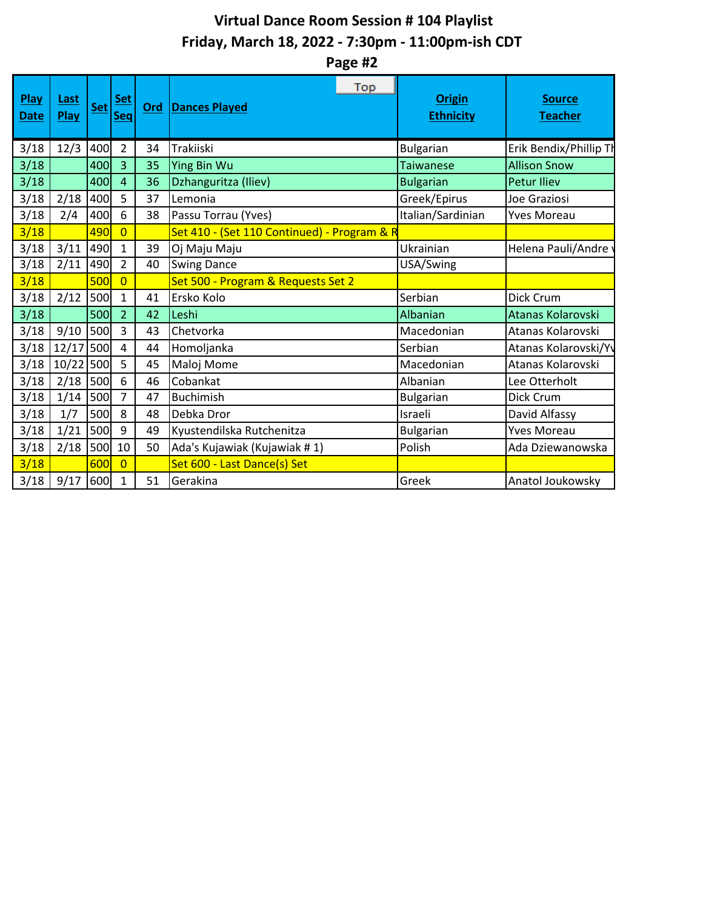# Virtual Dance Room Session # 104 Playlist
## Friday, March 18, 2022 - 7:30pm - 11:00pm-ish CDT
### Page #2

| Play Date | Last Play | Set | Set Seq | Ord | Dances Played | Origin Ethnicity | Source Teacher |
|---|---|---|---|---|---|---|---|
| 3/18 | 12/3 | 400 | 2 | 34 | Trakiiski | Bulgarian | Erik Bendix/Phillip Th |
| 3/18 | | 400 | 3 | 35 | Ying Bin Wu | Taiwanese | Allison Snow |
| 3/18 | | 400 | 4 | 36 | Dzhanguritza (Iliev) | Bulgarian | Petur Iliev |
| 3/18 | 2/18 | 400 | 5 | 37 | Lemonia | Greek/Epirus | Joe Graziosi |
| 3/18 | 2/4 | 400 | 6 | 38 | Passu Torrau (Yves) | Italian/Sardinian | Yves Moreau |
| 3/18 | | 490 | 0 | | Set 410 - (Set 110 Continued) - Program & R | | |
| 3/18 | 3/11 | 490 | 1 | 39 | Oj Maju Maju | Ukrainian | Helena Pauli/Andre v |
| 3/18 | 2/11 | 490 | 2 | 40 | Swing Dance | USA/Swing | |
| 3/18 | | 500 | 0 | | Set 500 - Program & Requests Set 2 | | |
| 3/18 | 2/12 | 500 | 1 | 41 | Ersko Kolo | Serbian | Dick Crum |
| 3/18 | | 500 | 2 | 42 | Leshi | Albanian | Atanas Kolarovski |
| 3/18 | 9/10 | 500 | 3 | 43 | Chetvorka | Macedonian | Atanas Kolarovski |
| 3/18 | 12/17 | 500 | 4 | 44 | Homoljanka | Serbian | Atanas Kolarovski/Yv |
| 3/18 | 10/22 | 500 | 5 | 45 | Maloj Mome | Macedonian | Atanas Kolarovski |
| 3/18 | 2/18 | 500 | 6 | 46 | Cobankat | Albanian | Lee Otterholt |
| 3/18 | 1/14 | 500 | 7 | 47 | Buchimish | Bulgarian | Dick Crum |
| 3/18 | 1/7 | 500 | 8 | 48 | Debka Dror | Israeli | David Alfassy |
| 3/18 | 1/21 | 500 | 9 | 49 | Kyustendilska Rutchenitza | Bulgarian | Yves Moreau |
| 3/18 | 2/18 | 500 | 10 | 50 | Ada's Kujawiak (Kujawiak # 1) | Polish | Ada Dziewanowska |
| 3/18 | | 600 | 0 | | Set 600 - Last Dance(s) Set | | |
| 3/18 | 9/17 | 600 | 1 | 51 | Gerakina | Greek | Anatol Joukowsky |